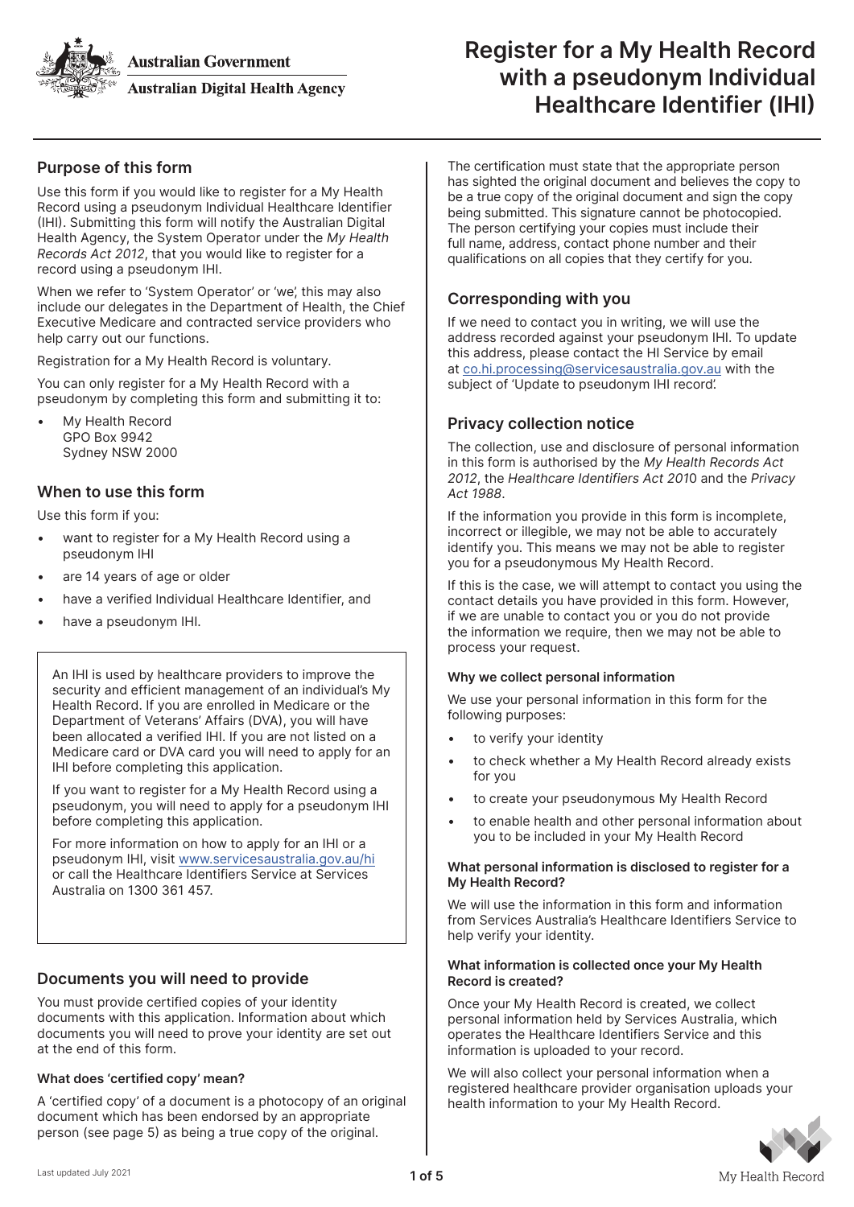Australian Government

Australian Digital Health Agency

# Register for a My Health Record with a pseudonym Individual Healthcare Identifier (IHI)

## Purpose of this form

Use this form if you would like to register for a My Health Record using a pseudonym Individual Healthcare Identifier (IHI). Submitting this form will notify the Australian Digital Health Agency, the System Operator under the *My Health Records Act 2012*, that you would like to register for a record using a pseudonym IHI.

When we refer to 'System Operator' or 'we', this may also include our delegates in the Department of Health, the Chief Executive Medicare and contracted service providers who help carry out our functions.

Registration for a My Health Record is voluntary.

You can only register for a My Health Record with a pseudonym by completing this form and submitting it to:

- My Health Record
  GPO Box 9942
  Sydney NSW 2000

## When to use this form

Use this form if you:

- want to register for a My Health Record using a pseudonym IHI
- are 14 years of age or older
- have a verified Individual Healthcare Identifier, and
- have a pseudonym IHI.

> An IHI is used by healthcare providers to improve the security and efficient management of an individual's My Health Record. If you are enrolled in Medicare or the Department of Veterans' Affairs (DVA), you will have been allocated a verified IHI. If you are not listed on a Medicare card or DVA card you will need to apply for an IHI before completing this application.
>
> If you want to register for a My Health Record using a pseudonym, you will need to apply for a pseudonym IHI before completing this application.
>
> For more information on how to apply for an IHI or a pseudonym IHI, visit www.servicesaustralia.gov.au/hi or call the Healthcare Identifiers Service at Services Australia on 1300 361 457.

## Documents you will need to provide

You must provide certified copies of your identity documents with this application. Information about which documents you will need to prove your identity are set out at the end of this form.

### What does 'certified copy' mean?

A 'certified copy' of a document is a photocopy of an original document which has been endorsed by an appropriate person (see page 5) as being a true copy of the original.

The certification must state that the appropriate person has sighted the original document and believes the copy to be a true copy of the original document and sign the copy being submitted. This signature cannot be photocopied. The person certifying your copies must include their full name, address, contact phone number and their qualifications on all copies that they certify for you.

## Corresponding with you

If we need to contact you in writing, we will use the address recorded against your pseudonym IHI. To update this address, please contact the HI Service by email at co.hi.processing@servicesaustralia.gov.au with the subject of 'Update to pseudonym IHI record'.

## Privacy collection notice

The collection, use and disclosure of personal information in this form is authorised by the *My Health Records Act 2012*, the *Healthcare Identifiers Act 2010* and the *Privacy Act 1988*.

If the information you provide in this form is incomplete, incorrect or illegible, we may not be able to accurately identify you. This means we may not be able to register you for a pseudonymous My Health Record.

If this is the case, we will attempt to contact you using the contact details you have provided in this form. However, if we are unable to contact you or you do not provide the information we require, then we may not be able to process your request.

### Why we collect personal information

We use your personal information in this form for the following purposes:

- to verify your identity
- to check whether a My Health Record already exists for you
- to create your pseudonymous My Health Record
- to enable health and other personal information about you to be included in your My Health Record

### What personal information is disclosed to register for a My Health Record?

We will use the information in this form and information from Services Australia's Healthcare Identifiers Service to help verify your identity.

### What information is collected once your My Health Record is created?

Once your My Health Record is created, we collect personal information held by Services Australia, which operates the Healthcare Identifiers Service and this information is uploaded to your record.

We will also collect your personal information when a registered healthcare provider organisation uploads your health information to your My Health Record.

Last updated July 2021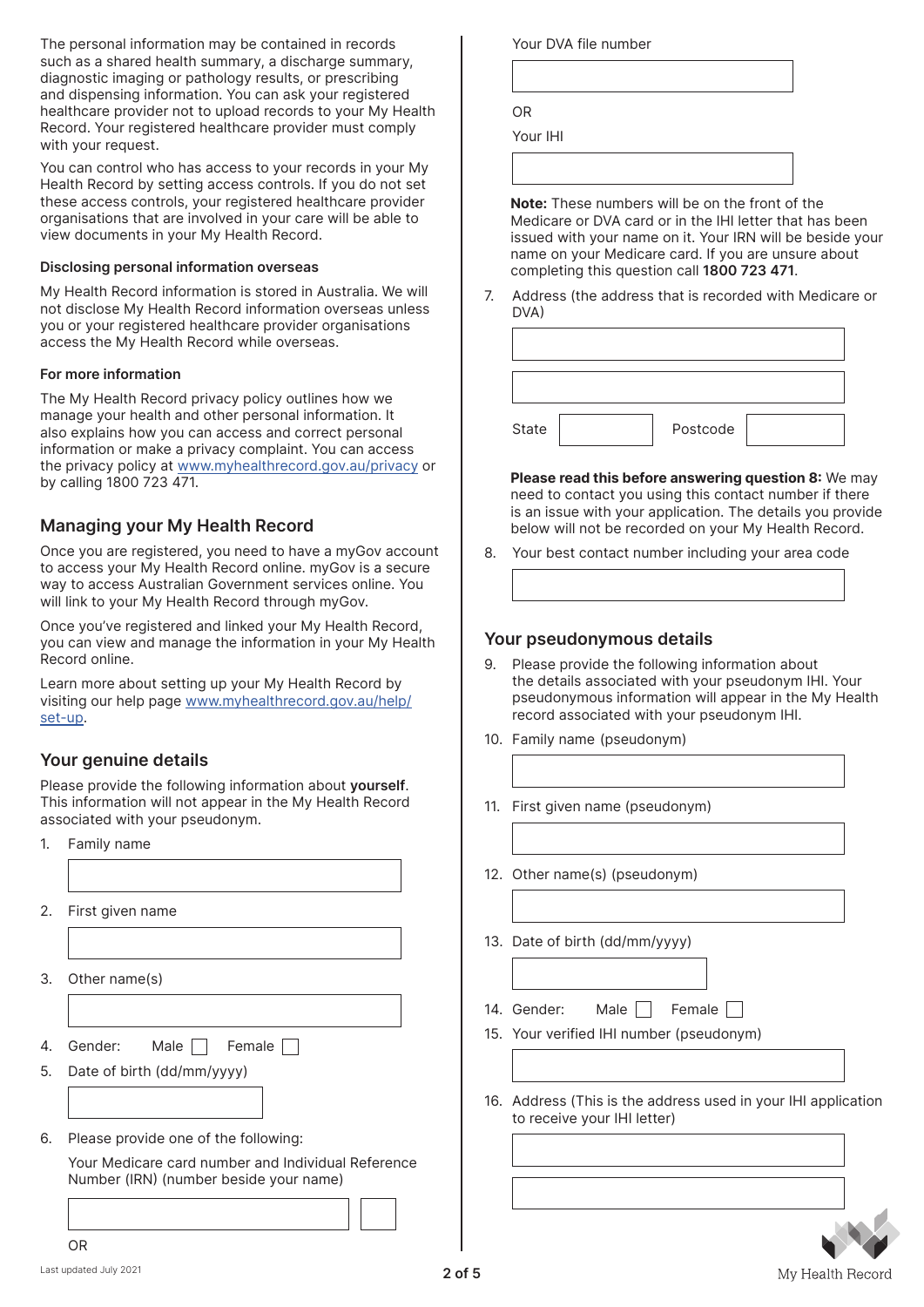The personal information may be contained in records such as a shared health summary, a discharge summary, diagnostic imaging or pathology results, or prescribing and dispensing information. You can ask your registered healthcare provider not to upload records to your My Health Record. Your registered healthcare provider must comply with your request.

You can control who has access to your records in your My Health Record by setting access controls. If you do not set these access controls, your registered healthcare provider organisations that are involved in your care will be able to view documents in your My Health Record.

### Disclosing personal information overseas

My Health Record information is stored in Australia. We will not disclose My Health Record information overseas unless you or your registered healthcare provider organisations access the My Health Record while overseas.

### For more information

The My Health Record privacy policy outlines how we manage your health and other personal information. It also explains how you can access and correct personal information or make a privacy complaint. You can access the privacy policy at www.myhealthrecord.gov.au/privacy or by calling 1800 723 471.

## Managing your My Health Record

Once you are registered, you need to have a myGov account to access your My Health Record online. myGov is a secure way to access Australian Government services online. You will link to your My Health Record through myGov.

Once you've registered and linked your My Health Record, you can view and manage the information in your My Health Record online.

Learn more about setting up your My Health Record by visiting our help page www.myhealthrecord.gov.au/help/set-up.

## Your genuine details

Please provide the following information about **yourself**. This information will not appear in the My Health Record associated with your pseudonym.

1. Family name

2. First given name

3. Other name(s)

4. Gender: Male ☐ Female ☐

5. Date of birth (dd/mm/yyyy)

6. Please provide one of the following:

   Your Medicare card number and Individual Reference Number (IRN) (number beside your name)

   OR

   Your DVA file number

   OR

   Your IHI

   **Note:** These numbers will be on the front of the Medicare or DVA card or in the IHI letter that has been issued with your name on it. Your IRN will be beside your name on your Medicare card. If you are unsure about completing this question call **1800 723 471**.

7. Address (the address that is recorded with Medicare or DVA)

   State ______ Postcode ______

**Please read this before answering question 8:** We may need to contact you using this contact number if there is an issue with your application. The details you provide below will not be recorded on your My Health Record.

8. Your best contact number including your area code

## Your pseudonymous details

9. Please provide the following information about the details associated with your pseudonym IHI. Your pseudonymous information will appear in the My Health record associated with your pseudonym IHI.

10. Family name (pseudonym)

11. First given name (pseudonym)

12. Other name(s) (pseudonym)

13. Date of birth (dd/mm/yyyy)

14. Gender: Male ☐ Female ☐

15. Your verified IHI number (pseudonym)

16. Address (This is the address used in your IHI application to receive your IHI letter)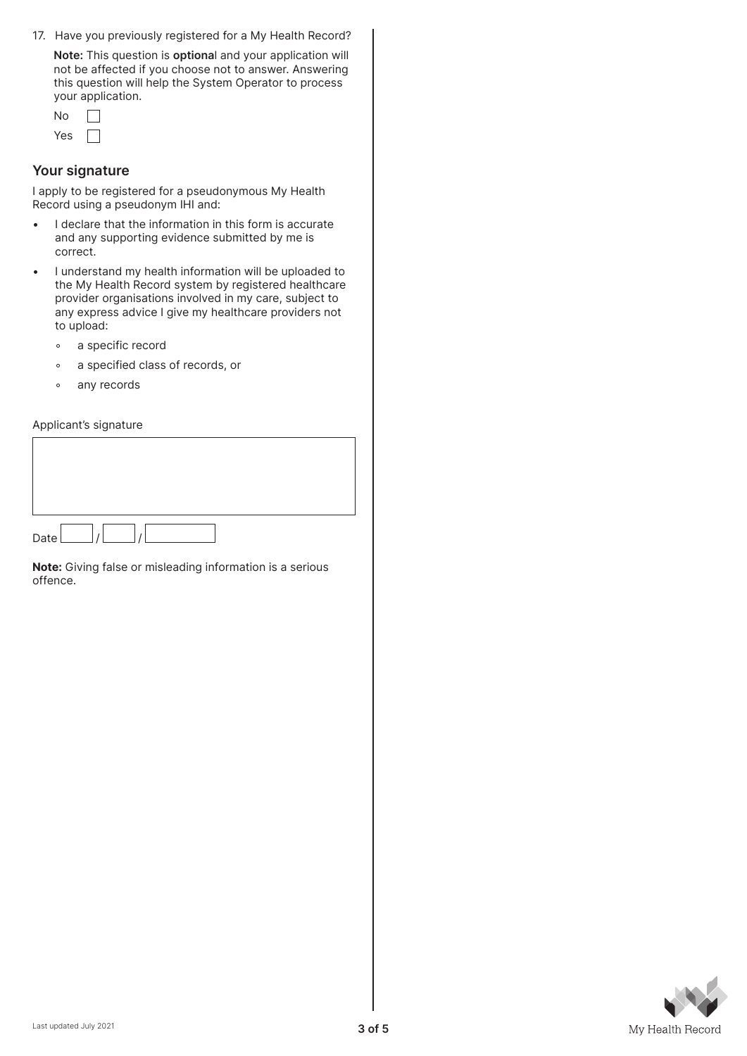17. Have you previously registered for a My Health Record?

    **Note:** This question is **optiona**l and your application will not be affected if you choose not to answer. Answering this question will help the System Operator to process your application.

    No ☐

    Yes ☐

## Your signature

I apply to be registered for a pseudonymous My Health Record using a pseudonym IHI and:

- I declare that the information in this form is accurate and any supporting evidence submitted by me is correct.
- I understand my health information will be uploaded to the My Health Record system by registered healthcare provider organisations involved in my care, subject to any express advice I give my healthcare providers not to upload:
    - a specific record
    - a specified class of records, or
    - any records

Applicant's signature

Date ____ / ____ / ________

**Note:** Giving false or misleading information is a serious offence.

Last updated July 2021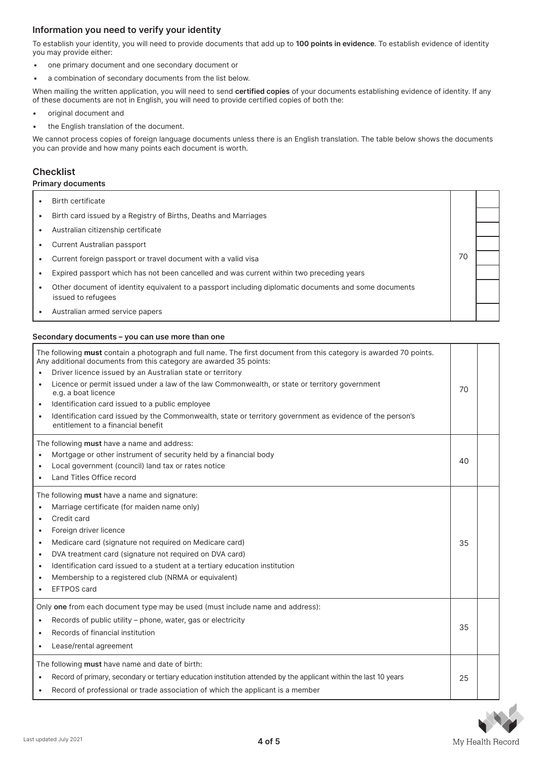## Information you need to verify your identity

To establish your identity, you will need to provide documents that add up to **100 points in evidence**. To establish evidence of identity you may provide either:

- one primary document and one secondary document or
- a combination of secondary documents from the list below.

When mailing the written application, you will need to send **certified copies** of your documents establishing evidence of identity. If any of these documents are not in English, you will need to provide certified copies of both the:

- original document and
- the English translation of the document.

We cannot process copies of foreign language documents unless there is an English translation. The table below shows the documents you can provide and how many points each document is worth.

## Checklist

### Primary documents

| Document | Points | |
|---|---|---|
| • Birth certificate | 70 | |
| • Birth card issued by a Registry of Births, Deaths and Marriages | | |
| • Australian citizenship certificate | | |
| • Current Australian passport | | |
| • Current foreign passport or travel document with a valid visa | | |
| • Expired passport which has not been cancelled and was current within two preceding years | | |
| • Other document of identity equivalent to a passport including diplomatic documents and some documents issued to refugees | | |
| • Australian armed service papers | | |

### Secondary documents – you can use more than one

| Document | Points | |
|---|---|---|
| The following **must** contain a photograph and full name. The first document from this category is awarded 70 points. Any additional documents from this category are awarded 35 points:<br>• Driver licence issued by an Australian state or territory<br>• Licence or permit issued under a law of the law Commonwealth, or state or territory government e.g. a boat licence<br>• Identification card issued to a public employee<br>• Identification card issued by the Commonwealth, state or territory government as evidence of the person's entitlement to a financial benefit | 70 | |
| The following **must** have a name and address:<br>• Mortgage or other instrument of security held by a financial body<br>• Local government (council) land tax or rates notice<br>• Land Titles Office record | 40 | |
| The following **must** have a name and signature:<br>• Marriage certificate (for maiden name only)<br>• Credit card<br>• Foreign driver licence<br>• Medicare card (signature not required on Medicare card)<br>• DVA treatment card (signature not required on DVA card)<br>• Identification card issued to a student at a tertiary education institution<br>• Membership to a registered club (NRMA or equivalent)<br>• EFTPOS card | 35 | |
| Only **one** from each document type may be used (must include name and address):<br>• Records of public utility – phone, water, gas or electricity<br>• Records of financial institution<br>• Lease/rental agreement | 35 | |
| The following **must** have name and date of birth:<br>• Record of primary, secondary or tertiary education institution attended by the applicant within the last 10 years<br>• Record of professional or trade association of which the applicant is a member | 25 | |

Last updated July 2021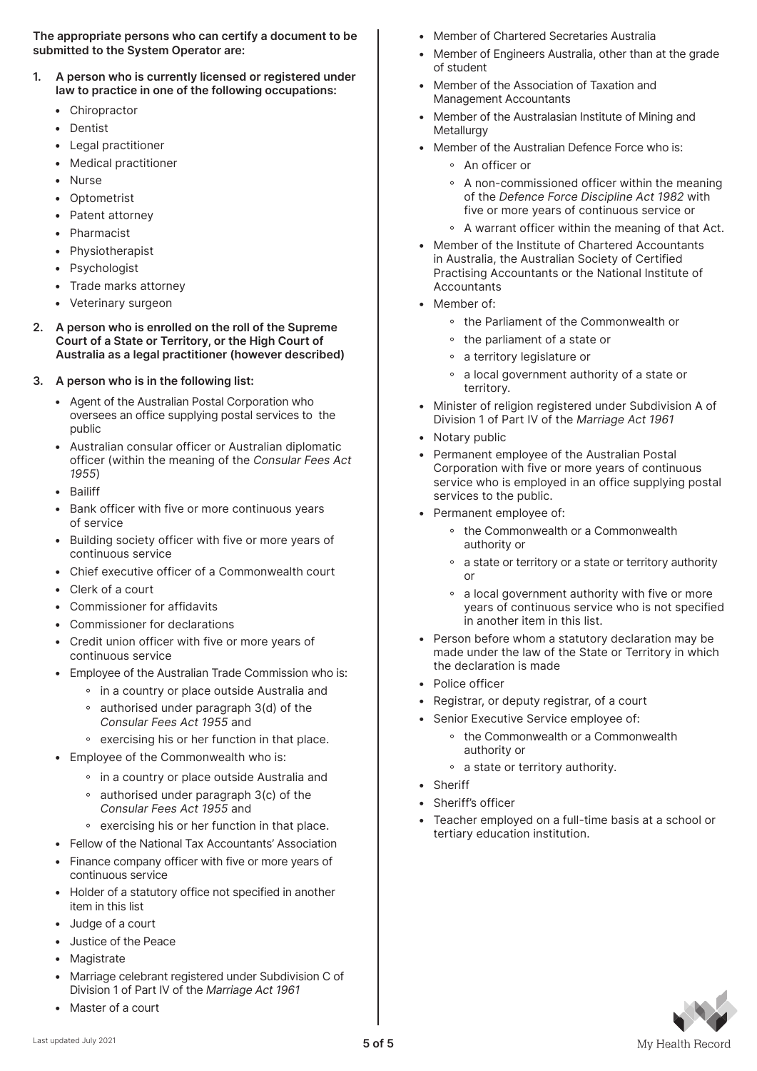**The appropriate persons who can certify a document to be submitted to the System Operator are:**

1. **A person who is currently licensed or registered under law to practice in one of the following occupations:**
   - Chiropractor
   - Dentist
   - Legal practitioner
   - Medical practitioner
   - Nurse
   - Optometrist
   - Patent attorney
   - Pharmacist
   - Physiotherapist
   - Psychologist
   - Trade marks attorney
   - Veterinary surgeon
2. **A person who is enrolled on the roll of the Supreme Court of a State or Territory, or the High Court of Australia as a legal practitioner (however described)**
3. **A person who is in the following list:**
   - Agent of the Australian Postal Corporation who oversees an office supplying postal services to the public
   - Australian consular officer or Australian diplomatic officer (within the meaning of the *Consular Fees Act 1955*)
   - Bailiff
   - Bank officer with five or more continuous years of service
   - Building society officer with five or more years of continuous service
   - Chief executive officer of a Commonwealth court
   - Clerk of a court
   - Commissioner for affidavits
   - Commissioner for declarations
   - Credit union officer with five or more years of continuous service
   - Employee of the Australian Trade Commission who is:
     - in a country or place outside Australia and
     - authorised under paragraph 3(d) of the *Consular Fees Act 1955* and
     - exercising his or her function in that place.
   - Employee of the Commonwealth who is:
     - in a country or place outside Australia and
     - authorised under paragraph 3(c) of the *Consular Fees Act 1955* and
     - exercising his or her function in that place.
   - Fellow of the National Tax Accountants' Association
   - Finance company officer with five or more years of continuous service
   - Holder of a statutory office not specified in another item in this list
   - Judge of a court
   - Justice of the Peace
   - Magistrate
   - Marriage celebrant registered under Subdivision C of Division 1 of Part IV of the *Marriage Act 1961*
   - Master of a court
   - Member of Chartered Secretaries Australia
   - Member of Engineers Australia, other than at the grade of student
   - Member of the Association of Taxation and Management Accountants
   - Member of the Australasian Institute of Mining and Metallurgy
   - Member of the Australian Defence Force who is:
     - An officer or
     - A non-commissioned officer within the meaning of the *Defence Force Discipline Act 1982* with five or more years of continuous service or
     - A warrant officer within the meaning of that Act.
   - Member of the Institute of Chartered Accountants in Australia, the Australian Society of Certified Practising Accountants or the National Institute of Accountants
   - Member of:
     - the Parliament of the Commonwealth or
     - the parliament of a state or
     - a territory legislature or
     - a local government authority of a state or territory.
   - Minister of religion registered under Subdivision A of Division 1 of Part IV of the *Marriage Act 1961*
   - Notary public
   - Permanent employee of the Australian Postal Corporation with five or more years of continuous service who is employed in an office supplying postal services to the public.
   - Permanent employee of:
     - the Commonwealth or a Commonwealth authority or
     - a state or territory or a state or territory authority or
     - a local government authority with five or more years of continuous service who is not specified in another item in this list.
   - Person before whom a statutory declaration may be made under the law of the State or Territory in which the declaration is made
   - Police officer
   - Registrar, or deputy registrar, of a court
   - Senior Executive Service employee of:
     - the Commonwealth or a Commonwealth authority or
     - a state or territory authority.
   - Sheriff
   - Sheriff's officer
   - Teacher employed on a full-time basis at a school or tertiary education institution.

Last updated July 2021